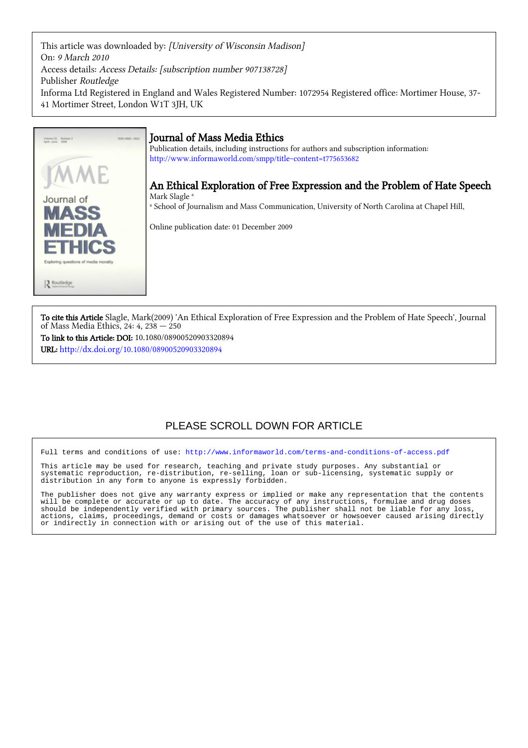This article was downloaded by: *[University of Wisconsin Madison]*
On: *9 March 2010*
Access details: *Access Details: [subscription number 907138728]*
Publisher *Routledge*
Informa Ltd Registered in England and Wales Registered Number: 1072954 Registered office: Mortimer House, 37-41 Mortimer Street, London W1T 3JH, UK

# Journal of Mass Media Ethics

Publication details, including instructions for authors and subscription information:
http://www.informaworld.com/smpp/title~content=t775653682

## An Ethical Exploration of Free Expression and the Problem of Hate Speech

Mark Slagle [a]

[a] School of Journalism and Mass Communication, University of North Carolina at Chapel Hill,

Online publication date: 01 December 2009

**To cite this Article** Slagle, Mark(2009) 'An Ethical Exploration of Free Expression and the Problem of Hate Speech', Journal of Mass Media Ethics, 24: 4, 238 — 250

**To link to this Article: DOI:** 10.1080/08900520903320894

**URL:** http://dx.doi.org/10.1080/08900520903320894

PLEASE SCROLL DOWN FOR ARTICLE

```
Full terms and conditions of use: http://www.informaworld.com/terms-and-conditions-of-access.pdf

This article may be used for research, teaching and private study purposes. Any substantial or
systematic reproduction, re-distribution, re-selling, loan or sub-licensing, systematic supply or
distribution in any form to anyone is expressly forbidden.

The publisher does not give any warranty express or implied or make any representation that the contents
will be complete or accurate or up to date. The accuracy of any instructions, formulae and drug doses
should be independently verified with primary sources. The publisher shall not be liable for any loss,
actions, claims, proceedings, demand or costs or damages whatsoever or howsoever caused arising directly
or indirectly in connection with or arising out of the use of this material.
```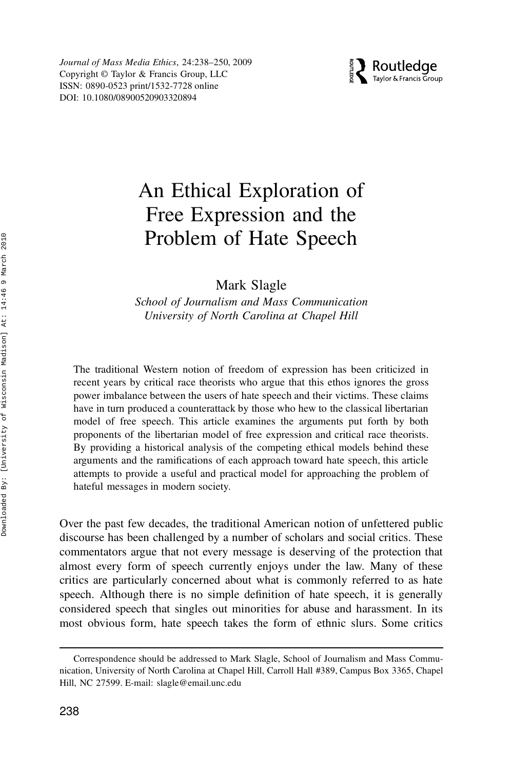# An Ethical Exploration of Free Expression and the Problem of Hate Speech

Mark Slagle

*School of Journalism and Mass Communication*
*University of North Carolina at Chapel Hill*

The traditional Western notion of freedom of expression has been criticized in recent years by critical race theorists who argue that this ethos ignores the gross power imbalance between the users of hate speech and their victims. These claims have in turn produced a counterattack by those who hew to the classical libertarian model of free speech. This article examines the arguments put forth by both proponents of the libertarian model of free expression and critical race theorists. By providing a historical analysis of the competing ethical models behind these arguments and the ramifications of each approach toward hate speech, this article attempts to provide a useful and practical model for approaching the problem of hateful messages in modern society.

Over the past few decades, the traditional American notion of unfettered public discourse has been challenged by a number of scholars and social critics. These commentators argue that not every message is deserving of the protection that almost every form of speech currently enjoys under the law. Many of these critics are particularly concerned about what is commonly referred to as hate speech. Although there is no simple definition of hate speech, it is generally considered speech that singles out minorities for abuse and harassment. In its most obvious form, hate speech takes the form of ethnic slurs. Some critics

---

Correspondence should be addressed to Mark Slagle, School of Journalism and Mass Communication, University of North Carolina at Chapel Hill, Carroll Hall #389, Campus Box 3365, Chapel Hill, NC 27599. E-mail: slagle@email.unc.edu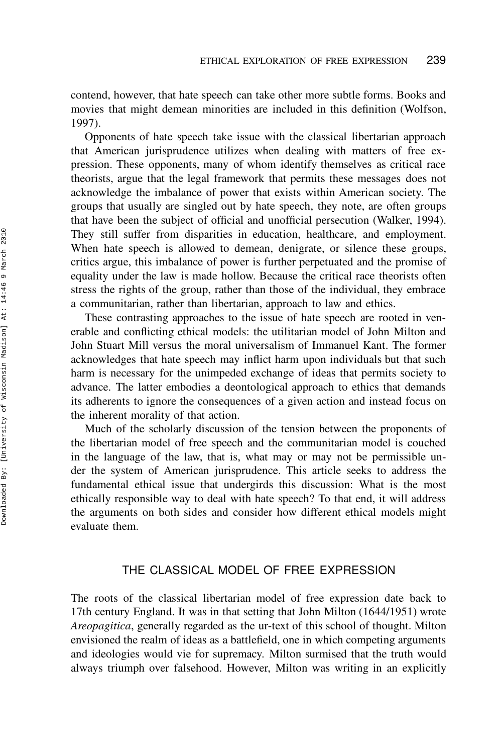contend, however, that hate speech can take other more subtle forms. Books and movies that might demean minorities are included in this definition (Wolfson, 1997).

Opponents of hate speech take issue with the classical libertarian approach that American jurisprudence utilizes when dealing with matters of free expression. These opponents, many of whom identify themselves as critical race theorists, argue that the legal framework that permits these messages does not acknowledge the imbalance of power that exists within American society. The groups that usually are singled out by hate speech, they note, are often groups that have been the subject of official and unofficial persecution (Walker, 1994). They still suffer from disparities in education, healthcare, and employment. When hate speech is allowed to demean, denigrate, or silence these groups, critics argue, this imbalance of power is further perpetuated and the promise of equality under the law is made hollow. Because the critical race theorists often stress the rights of the group, rather than those of the individual, they embrace a communitarian, rather than libertarian, approach to law and ethics.

These contrasting approaches to the issue of hate speech are rooted in venerable and conflicting ethical models: the utilitarian model of John Milton and John Stuart Mill versus the moral universalism of Immanuel Kant. The former acknowledges that hate speech may inflict harm upon individuals but that such harm is necessary for the unimpeded exchange of ideas that permits society to advance. The latter embodies a deontological approach to ethics that demands its adherents to ignore the consequences of a given action and instead focus on the inherent morality of that action.

Much of the scholarly discussion of the tension between the proponents of the libertarian model of free speech and the communitarian model is couched in the language of the law, that is, what may or may not be permissible under the system of American jurisprudence. This article seeks to address the fundamental ethical issue that undergirds this discussion: What is the most ethically responsible way to deal with hate speech? To that end, it will address the arguments on both sides and consider how different ethical models might evaluate them.

## THE CLASSICAL MODEL OF FREE EXPRESSION

The roots of the classical libertarian model of free expression date back to 17th century England. It was in that setting that John Milton (1644/1951) wrote *Areopagitica*, generally regarded as the ur-text of this school of thought. Milton envisioned the realm of ideas as a battlefield, one in which competing arguments and ideologies would vie for supremacy. Milton surmised that the truth would always triumph over falsehood. However, Milton was writing in an explicitly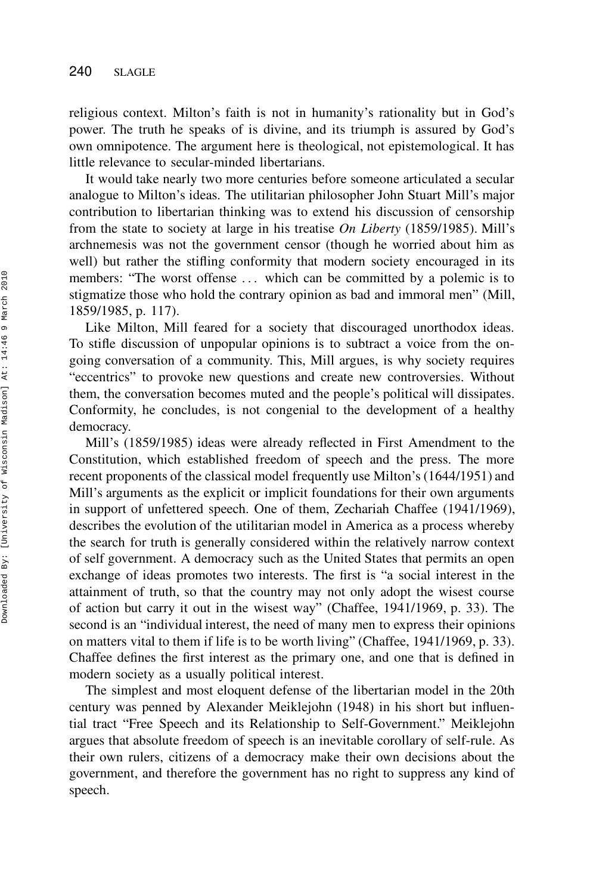religious context. Milton's faith is not in humanity's rationality but in God's power. The truth he speaks of is divine, and its triumph is assured by God's own omnipotence. The argument here is theological, not epistemological. It has little relevance to secular-minded libertarians.

It would take nearly two more centuries before someone articulated a secular analogue to Milton's ideas. The utilitarian philosopher John Stuart Mill's major contribution to libertarian thinking was to extend his discussion of censorship from the state to society at large in his treatise *On Liberty* (1859/1985). Mill's archnemesis was not the government censor (though he worried about him as well) but rather the stifling conformity that modern society encouraged in its members: "The worst offense ... which can be committed by a polemic is to stigmatize those who hold the contrary opinion as bad and immoral men" (Mill, 1859/1985, p. 117).

Like Milton, Mill feared for a society that discouraged unorthodox ideas. To stifle discussion of unpopular opinions is to subtract a voice from the ongoing conversation of a community. This, Mill argues, is why society requires "eccentrics" to provoke new questions and create new controversies. Without them, the conversation becomes muted and the people's political will dissipates. Conformity, he concludes, is not congenial to the development of a healthy democracy.

Mill's (1859/1985) ideas were already reflected in First Amendment to the Constitution, which established freedom of speech and the press. The more recent proponents of the classical model frequently use Milton's (1644/1951) and Mill's arguments as the explicit or implicit foundations for their own arguments in support of unfettered speech. One of them, Zechariah Chaffee (1941/1969), describes the evolution of the utilitarian model in America as a process whereby the search for truth is generally considered within the relatively narrow context of self government. A democracy such as the United States that permits an open exchange of ideas promotes two interests. The first is "a social interest in the attainment of truth, so that the country may not only adopt the wisest course of action but carry it out in the wisest way" (Chaffee, 1941/1969, p. 33). The second is an "individual interest, the need of many men to express their opinions on matters vital to them if life is to be worth living" (Chaffee, 1941/1969, p. 33). Chaffee defines the first interest as the primary one, and one that is defined in modern society as a usually political interest.

The simplest and most eloquent defense of the libertarian model in the 20th century was penned by Alexander Meiklejohn (1948) in his short but influential tract "Free Speech and its Relationship to Self-Government." Meiklejohn argues that absolute freedom of speech is an inevitable corollary of self-rule. As their own rulers, citizens of a democracy make their own decisions about the government, and therefore the government has no right to suppress any kind of speech.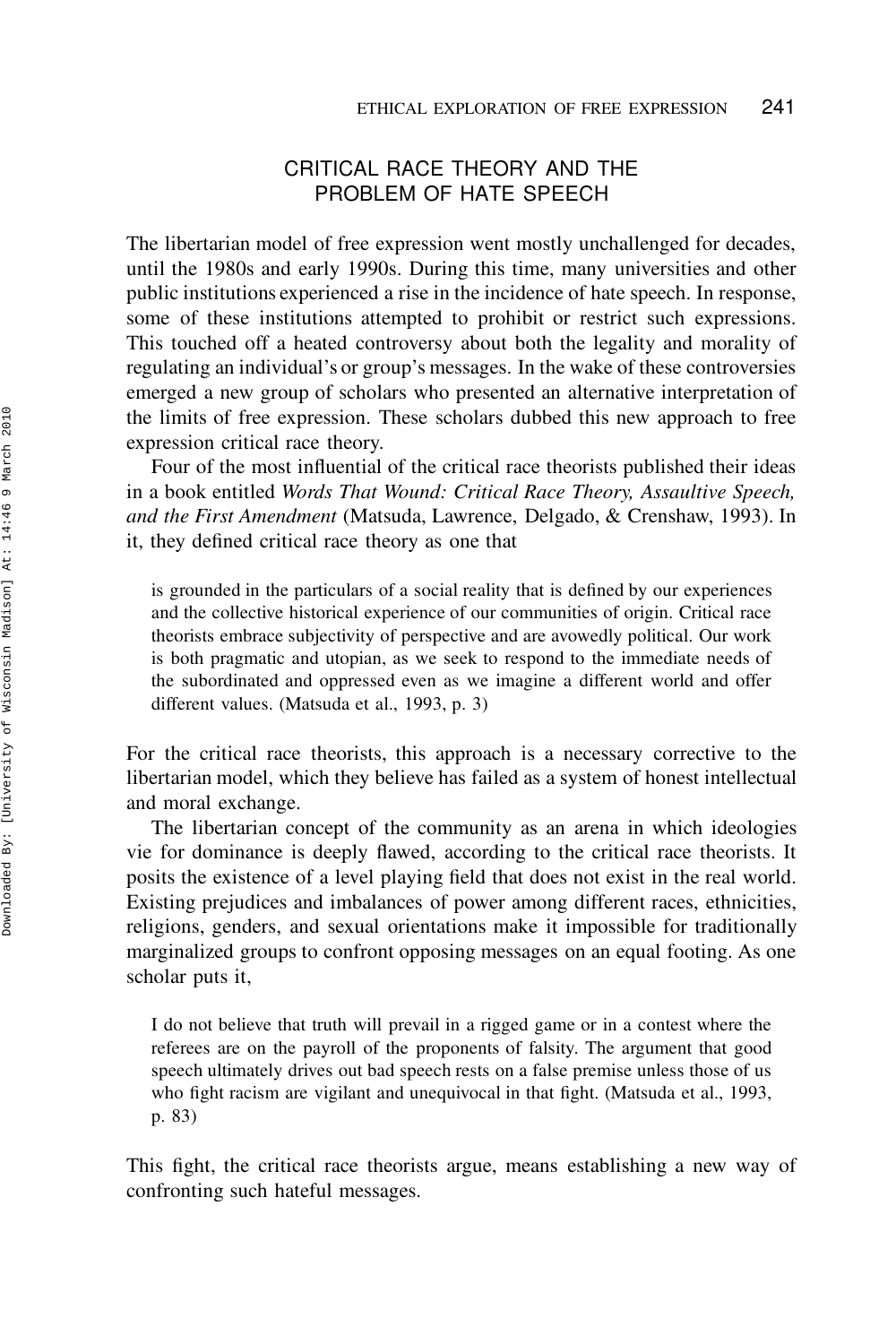## CRITICAL RACE THEORY AND THE PROBLEM OF HATE SPEECH

The libertarian model of free expression went mostly unchallenged for decades, until the 1980s and early 1990s. During this time, many universities and other public institutions experienced a rise in the incidence of hate speech. In response, some of these institutions attempted to prohibit or restrict such expressions. This touched off a heated controversy about both the legality and morality of regulating an individual's or group's messages. In the wake of these controversies emerged a new group of scholars who presented an alternative interpretation of the limits of free expression. These scholars dubbed this new approach to free expression critical race theory.

Four of the most influential of the critical race theorists published their ideas in a book entitled *Words That Wound: Critical Race Theory, Assaultive Speech, and the First Amendment* (Matsuda, Lawrence, Delgado, & Crenshaw, 1993). In it, they defined critical race theory as one that

> is grounded in the particulars of a social reality that is defined by our experiences and the collective historical experience of our communities of origin. Critical race theorists embrace subjectivity of perspective and are avowedly political. Our work is both pragmatic and utopian, as we seek to respond to the immediate needs of the subordinated and oppressed even as we imagine a different world and offer different values. (Matsuda et al., 1993, p. 3)

For the critical race theorists, this approach is a necessary corrective to the libertarian model, which they believe has failed as a system of honest intellectual and moral exchange.

The libertarian concept of the community as an arena in which ideologies vie for dominance is deeply flawed, according to the critical race theorists. It posits the existence of a level playing field that does not exist in the real world. Existing prejudices and imbalances of power among different races, ethnicities, religions, genders, and sexual orientations make it impossible for traditionally marginalized groups to confront opposing messages on an equal footing. As one scholar puts it,

> I do not believe that truth will prevail in a rigged game or in a contest where the referees are on the payroll of the proponents of falsity. The argument that good speech ultimately drives out bad speech rests on a false premise unless those of us who fight racism are vigilant and unequivocal in that fight. (Matsuda et al., 1993, p. 83)

This fight, the critical race theorists argue, means establishing a new way of confronting such hateful messages.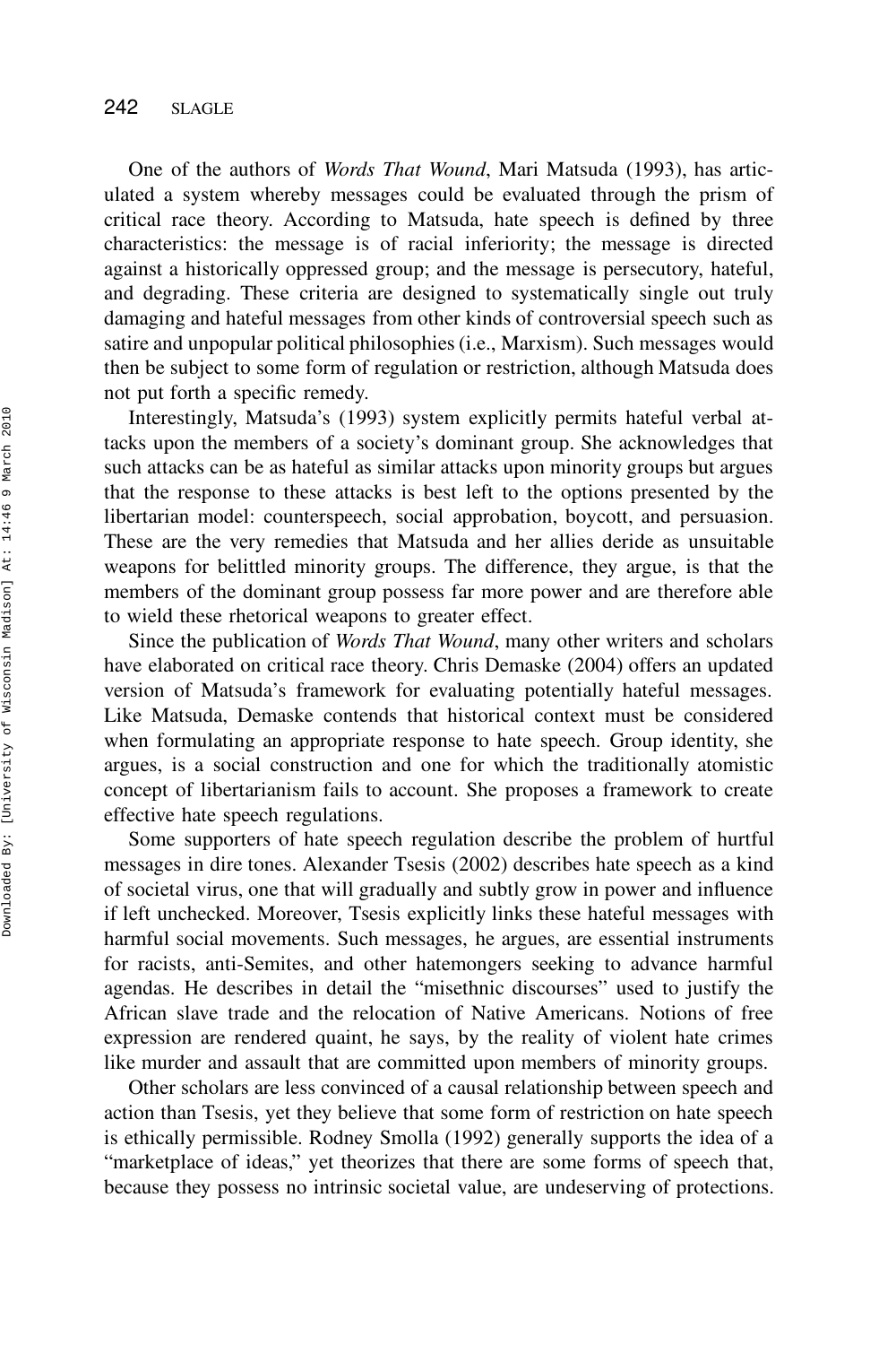One of the authors of *Words That Wound*, Mari Matsuda (1993), has articulated a system whereby messages could be evaluated through the prism of critical race theory. According to Matsuda, hate speech is defined by three characteristics: the message is of racial inferiority; the message is directed against a historically oppressed group; and the message is persecutory, hateful, and degrading. These criteria are designed to systematically single out truly damaging and hateful messages from other kinds of controversial speech such as satire and unpopular political philosophies (i.e., Marxism). Such messages would then be subject to some form of regulation or restriction, although Matsuda does not put forth a specific remedy.

Interestingly, Matsuda's (1993) system explicitly permits hateful verbal attacks upon the members of a society's dominant group. She acknowledges that such attacks can be as hateful as similar attacks upon minority groups but argues that the response to these attacks is best left to the options presented by the libertarian model: counterspeech, social approbation, boycott, and persuasion. These are the very remedies that Matsuda and her allies deride as unsuitable weapons for belittled minority groups. The difference, they argue, is that the members of the dominant group possess far more power and are therefore able to wield these rhetorical weapons to greater effect.

Since the publication of *Words That Wound*, many other writers and scholars have elaborated on critical race theory. Chris Demaske (2004) offers an updated version of Matsuda's framework for evaluating potentially hateful messages. Like Matsuda, Demaske contends that historical context must be considered when formulating an appropriate response to hate speech. Group identity, she argues, is a social construction and one for which the traditionally atomistic concept of libertarianism fails to account. She proposes a framework to create effective hate speech regulations.

Some supporters of hate speech regulation describe the problem of hurtful messages in dire tones. Alexander Tsesis (2002) describes hate speech as a kind of societal virus, one that will gradually and subtly grow in power and influence if left unchecked. Moreover, Tsesis explicitly links these hateful messages with harmful social movements. Such messages, he argues, are essential instruments for racists, anti-Semites, and other hatemongers seeking to advance harmful agendas. He describes in detail the "misethnic discourses" used to justify the African slave trade and the relocation of Native Americans. Notions of free expression are rendered quaint, he says, by the reality of violent hate crimes like murder and assault that are committed upon members of minority groups.

Other scholars are less convinced of a causal relationship between speech and action than Tsesis, yet they believe that some form of restriction on hate speech is ethically permissible. Rodney Smolla (1992) generally supports the idea of a "marketplace of ideas," yet theorizes that there are some forms of speech that, because they possess no intrinsic societal value, are undeserving of protections.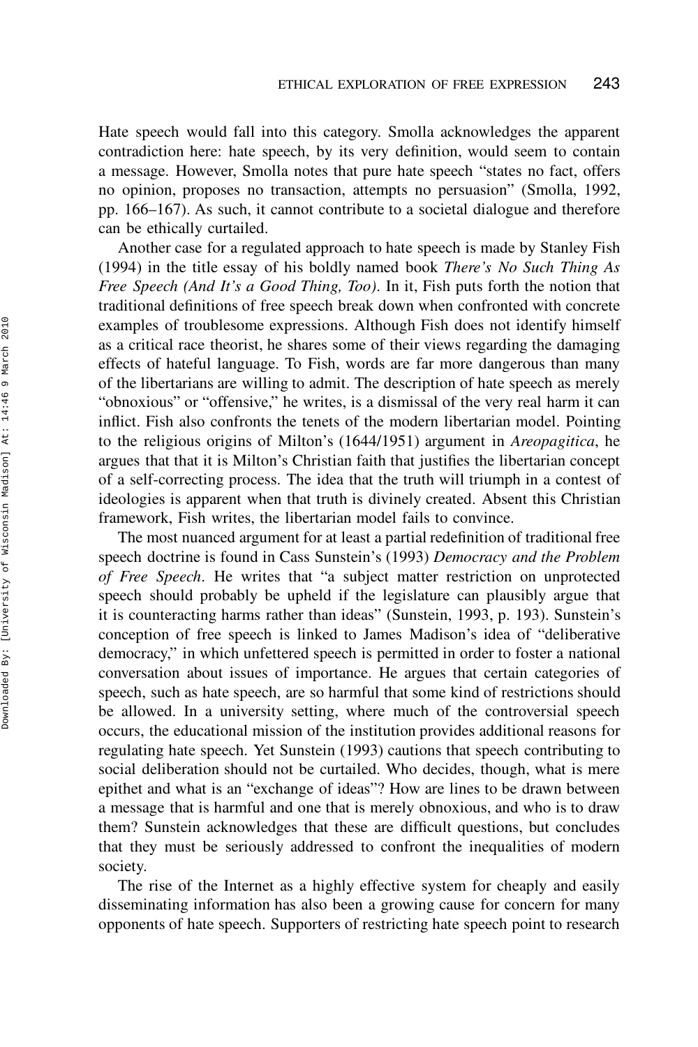Hate speech would fall into this category. Smolla acknowledges the apparent contradiction here: hate speech, by its very definition, would seem to contain a message. However, Smolla notes that pure hate speech "states no fact, offers no opinion, proposes no transaction, attempts no persuasion" (Smolla, 1992, pp. 166–167). As such, it cannot contribute to a societal dialogue and therefore can be ethically curtailed.

Another case for a regulated approach to hate speech is made by Stanley Fish (1994) in the title essay of his boldly named book *There's No Such Thing As Free Speech (And It's a Good Thing, Too)*. In it, Fish puts forth the notion that traditional definitions of free speech break down when confronted with concrete examples of troublesome expressions. Although Fish does not identify himself as a critical race theorist, he shares some of their views regarding the damaging effects of hateful language. To Fish, words are far more dangerous than many of the libertarians are willing to admit. The description of hate speech as merely "obnoxious" or "offensive," he writes, is a dismissal of the very real harm it can inflict. Fish also confronts the tenets of the modern libertarian model. Pointing to the religious origins of Milton's (1644/1951) argument in *Areopagitica*, he argues that that it is Milton's Christian faith that justifies the libertarian concept of a self-correcting process. The idea that the truth will triumph in a contest of ideologies is apparent when that truth is divinely created. Absent this Christian framework, Fish writes, the libertarian model fails to convince.

The most nuanced argument for at least a partial redefinition of traditional free speech doctrine is found in Cass Sunstein's (1993) *Democracy and the Problem of Free Speech*. He writes that "a subject matter restriction on unprotected speech should probably be upheld if the legislature can plausibly argue that it is counteracting harms rather than ideas" (Sunstein, 1993, p. 193). Sunstein's conception of free speech is linked to James Madison's idea of "deliberative democracy," in which unfettered speech is permitted in order to foster a national conversation about issues of importance. He argues that certain categories of speech, such as hate speech, are so harmful that some kind of restrictions should be allowed. In a university setting, where much of the controversial speech occurs, the educational mission of the institution provides additional reasons for regulating hate speech. Yet Sunstein (1993) cautions that speech contributing to social deliberation should not be curtailed. Who decides, though, what is mere epithet and what is an "exchange of ideas"? How are lines to be drawn between a message that is harmful and one that is merely obnoxious, and who is to draw them? Sunstein acknowledges that these are difficult questions, but concludes that they must be seriously addressed to confront the inequalities of modern society.

The rise of the Internet as a highly effective system for cheaply and easily disseminating information has also been a growing cause for concern for many opponents of hate speech. Supporters of restricting hate speech point to research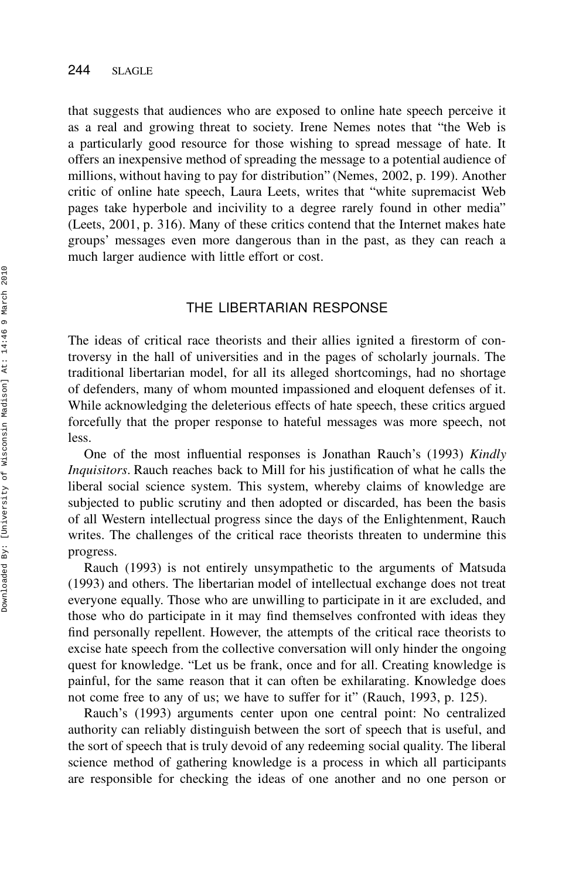that suggests that audiences who are exposed to online hate speech perceive it as a real and growing threat to society. Irene Nemes notes that "the Web is a particularly good resource for those wishing to spread message of hate. It offers an inexpensive method of spreading the message to a potential audience of millions, without having to pay for distribution" (Nemes, 2002, p. 199). Another critic of online hate speech, Laura Leets, writes that "white supremacist Web pages take hyperbole and incivility to a degree rarely found in other media" (Leets, 2001, p. 316). Many of these critics contend that the Internet makes hate groups' messages even more dangerous than in the past, as they can reach a much larger audience with little effort or cost.

## THE LIBERTARIAN RESPONSE

The ideas of critical race theorists and their allies ignited a firestorm of controversy in the hall of universities and in the pages of scholarly journals. The traditional libertarian model, for all its alleged shortcomings, had no shortage of defenders, many of whom mounted impassioned and eloquent defenses of it. While acknowledging the deleterious effects of hate speech, these critics argued forcefully that the proper response to hateful messages was more speech, not less.

One of the most influential responses is Jonathan Rauch's (1993) *Kindly Inquisitors*. Rauch reaches back to Mill for his justification of what he calls the liberal social science system. This system, whereby claims of knowledge are subjected to public scrutiny and then adopted or discarded, has been the basis of all Western intellectual progress since the days of the Enlightenment, Rauch writes. The challenges of the critical race theorists threaten to undermine this progress.

Rauch (1993) is not entirely unsympathetic to the arguments of Matsuda (1993) and others. The libertarian model of intellectual exchange does not treat everyone equally. Those who are unwilling to participate in it are excluded, and those who do participate in it may find themselves confronted with ideas they find personally repellent. However, the attempts of the critical race theorists to excise hate speech from the collective conversation will only hinder the ongoing quest for knowledge. "Let us be frank, once and for all. Creating knowledge is painful, for the same reason that it can often be exhilarating. Knowledge does not come free to any of us; we have to suffer for it" (Rauch, 1993, p. 125).

Rauch's (1993) arguments center upon one central point: No centralized authority can reliably distinguish between the sort of speech that is useful, and the sort of speech that is truly devoid of any redeeming social quality. The liberal science method of gathering knowledge is a process in which all participants are responsible for checking the ideas of one another and no one person or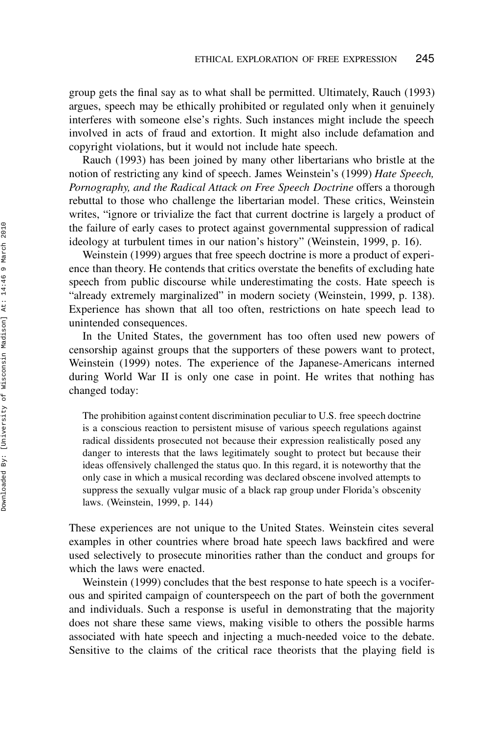group gets the final say as to what shall be permitted. Ultimately, Rauch (1993) argues, speech may be ethically prohibited or regulated only when it genuinely interferes with someone else's rights. Such instances might include the speech involved in acts of fraud and extortion. It might also include defamation and copyright violations, but it would not include hate speech.

Rauch (1993) has been joined by many other libertarians who bristle at the notion of restricting any kind of speech. James Weinstein's (1999) *Hate Speech, Pornography, and the Radical Attack on Free Speech Doctrine* offers a thorough rebuttal to those who challenge the libertarian model. These critics, Weinstein writes, "ignore or trivialize the fact that current doctrine is largely a product of the failure of early cases to protect against governmental suppression of radical ideology at turbulent times in our nation's history" (Weinstein, 1999, p. 16).

Weinstein (1999) argues that free speech doctrine is more a product of experience than theory. He contends that critics overstate the benefits of excluding hate speech from public discourse while underestimating the costs. Hate speech is "already extremely marginalized" in modern society (Weinstein, 1999, p. 138). Experience has shown that all too often, restrictions on hate speech lead to unintended consequences.

In the United States, the government has too often used new powers of censorship against groups that the supporters of these powers want to protect, Weinstein (1999) notes. The experience of the Japanese-Americans interned during World War II is only one case in point. He writes that nothing has changed today:

> The prohibition against content discrimination peculiar to U.S. free speech doctrine is a conscious reaction to persistent misuse of various speech regulations against radical dissidents prosecuted not because their expression realistically posed any danger to interests that the laws legitimately sought to protect but because their ideas offensively challenged the status quo. In this regard, it is noteworthy that the only case in which a musical recording was declared obscene involved attempts to suppress the sexually vulgar music of a black rap group under Florida's obscenity laws. (Weinstein, 1999, p. 144)

These experiences are not unique to the United States. Weinstein cites several examples in other countries where broad hate speech laws backfired and were used selectively to prosecute minorities rather than the conduct and groups for which the laws were enacted.

Weinstein (1999) concludes that the best response to hate speech is a vociferous and spirited campaign of counterspeech on the part of both the government and individuals. Such a response is useful in demonstrating that the majority does not share these same views, making visible to others the possible harms associated with hate speech and injecting a much-needed voice to the debate. Sensitive to the claims of the critical race theorists that the playing field is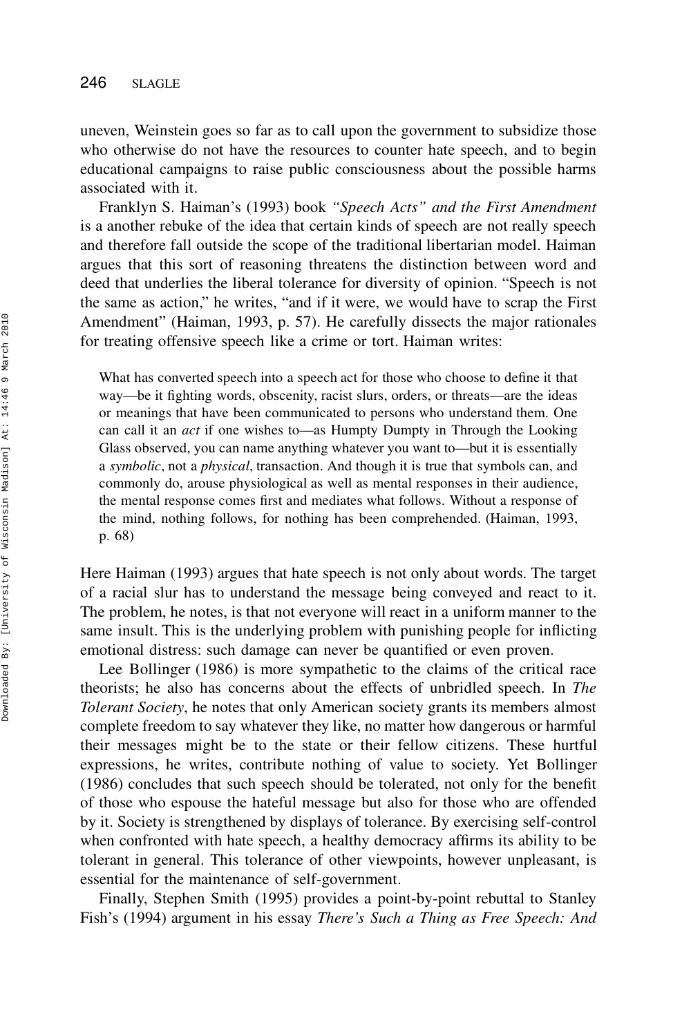uneven, Weinstein goes so far as to call upon the government to subsidize those who otherwise do not have the resources to counter hate speech, and to begin educational campaigns to raise public consciousness about the possible harms associated with it.

Franklyn S. Haiman's (1993) book *"Speech Acts" and the First Amendment* is a another rebuke of the idea that certain kinds of speech are not really speech and therefore fall outside the scope of the traditional libertarian model. Haiman argues that this sort of reasoning threatens the distinction between word and deed that underlies the liberal tolerance for diversity of opinion. "Speech is not the same as action," he writes, "and if it were, we would have to scrap the First Amendment" (Haiman, 1993, p. 57). He carefully dissects the major rationales for treating offensive speech like a crime or tort. Haiman writes:

> What has converted speech into a speech act for those who choose to define it that way—be it fighting words, obscenity, racist slurs, orders, or threats—are the ideas or meanings that have been communicated to persons who understand them. One can call it an *act* if one wishes to—as Humpty Dumpty in Through the Looking Glass observed, you can name anything whatever you want to—but it is essentially a *symbolic*, not a *physical*, transaction. And though it is true that symbols can, and commonly do, arouse physiological as well as mental responses in their audience, the mental response comes first and mediates what follows. Without a response of the mind, nothing follows, for nothing has been comprehended. (Haiman, 1993, p. 68)

Here Haiman (1993) argues that hate speech is not only about words. The target of a racial slur has to understand the message being conveyed and react to it. The problem, he notes, is that not everyone will react in a uniform manner to the same insult. This is the underlying problem with punishing people for inflicting emotional distress: such damage can never be quantified or even proven.

Lee Bollinger (1986) is more sympathetic to the claims of the critical race theorists; he also has concerns about the effects of unbridled speech. In *The Tolerant Society*, he notes that only American society grants its members almost complete freedom to say whatever they like, no matter how dangerous or harmful their messages might be to the state or their fellow citizens. These hurtful expressions, he writes, contribute nothing of value to society. Yet Bollinger (1986) concludes that such speech should be tolerated, not only for the benefit of those who espouse the hateful message but also for those who are offended by it. Society is strengthened by displays of tolerance. By exercising self-control when confronted with hate speech, a healthy democracy affirms its ability to be tolerant in general. This tolerance of other viewpoints, however unpleasant, is essential for the maintenance of self-government.

Finally, Stephen Smith (1995) provides a point-by-point rebuttal to Stanley Fish's (1994) argument in his essay *There's Such a Thing as Free Speech: And*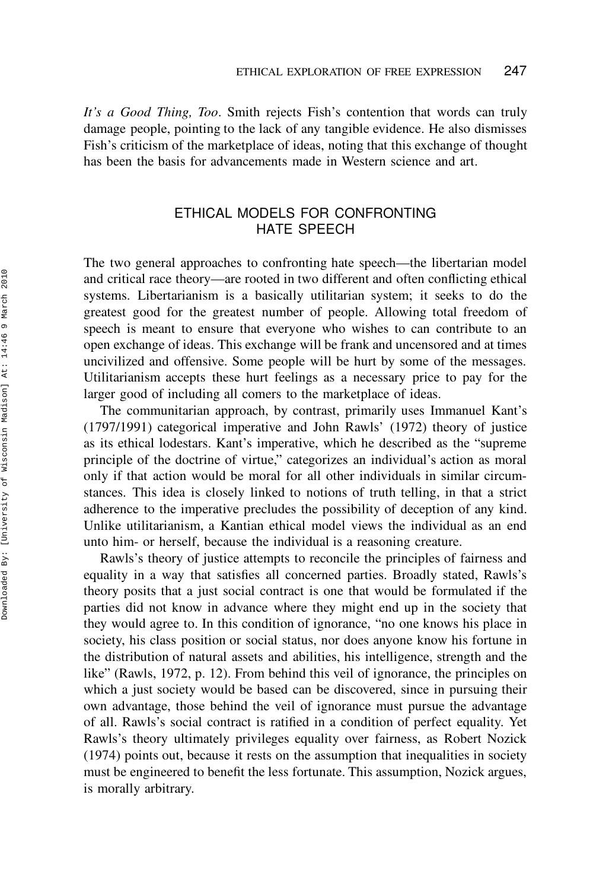*It's a Good Thing, Too*. Smith rejects Fish's contention that words can truly damage people, pointing to the lack of any tangible evidence. He also dismisses Fish's criticism of the marketplace of ideas, noting that this exchange of thought has been the basis for advancements made in Western science and art.

## ETHICAL MODELS FOR CONFRONTING HATE SPEECH

The two general approaches to confronting hate speech—the libertarian model and critical race theory—are rooted in two different and often conflicting ethical systems. Libertarianism is a basically utilitarian system; it seeks to do the greatest good for the greatest number of people. Allowing total freedom of speech is meant to ensure that everyone who wishes to can contribute to an open exchange of ideas. This exchange will be frank and uncensored and at times uncivilized and offensive. Some people will be hurt by some of the messages. Utilitarianism accepts these hurt feelings as a necessary price to pay for the larger good of including all comers to the marketplace of ideas.

The communitarian approach, by contrast, primarily uses Immanuel Kant's (1797/1991) categorical imperative and John Rawls' (1972) theory of justice as its ethical lodestars. Kant's imperative, which he described as the "supreme principle of the doctrine of virtue," categorizes an individual's action as moral only if that action would be moral for all other individuals in similar circumstances. This idea is closely linked to notions of truth telling, in that a strict adherence to the imperative precludes the possibility of deception of any kind. Unlike utilitarianism, a Kantian ethical model views the individual as an end unto him- or herself, because the individual is a reasoning creature.

Rawls's theory of justice attempts to reconcile the principles of fairness and equality in a way that satisfies all concerned parties. Broadly stated, Rawls's theory posits that a just social contract is one that would be formulated if the parties did not know in advance where they might end up in the society that they would agree to. In this condition of ignorance, "no one knows his place in society, his class position or social status, nor does anyone know his fortune in the distribution of natural assets and abilities, his intelligence, strength and the like" (Rawls, 1972, p. 12). From behind this veil of ignorance, the principles on which a just society would be based can be discovered, since in pursuing their own advantage, those behind the veil of ignorance must pursue the advantage of all. Rawls's social contract is ratified in a condition of perfect equality. Yet Rawls's theory ultimately privileges equality over fairness, as Robert Nozick (1974) points out, because it rests on the assumption that inequalities in society must be engineered to benefit the less fortunate. This assumption, Nozick argues, is morally arbitrary.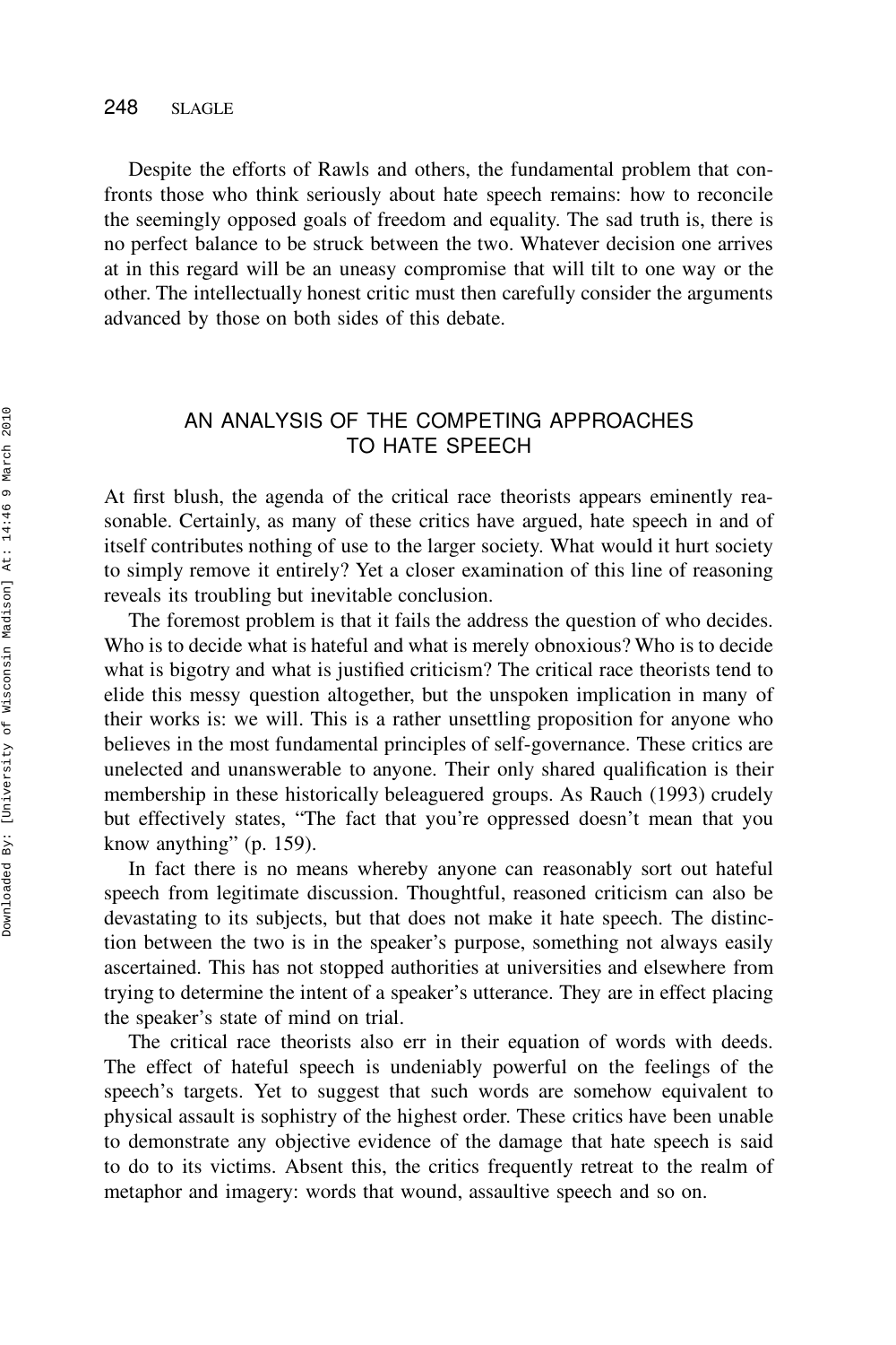Despite the efforts of Rawls and others, the fundamental problem that confronts those who think seriously about hate speech remains: how to reconcile the seemingly opposed goals of freedom and equality. The sad truth is, there is no perfect balance to be struck between the two. Whatever decision one arrives at in this regard will be an uneasy compromise that will tilt to one way or the other. The intellectually honest critic must then carefully consider the arguments advanced by those on both sides of this debate.

## AN ANALYSIS OF THE COMPETING APPROACHES TO HATE SPEECH

At first blush, the agenda of the critical race theorists appears eminently reasonable. Certainly, as many of these critics have argued, hate speech in and of itself contributes nothing of use to the larger society. What would it hurt society to simply remove it entirely? Yet a closer examination of this line of reasoning reveals its troubling but inevitable conclusion.

The foremost problem is that it fails the address the question of who decides. Who is to decide what is hateful and what is merely obnoxious? Who is to decide what is bigotry and what is justified criticism? The critical race theorists tend to elide this messy question altogether, but the unspoken implication in many of their works is: we will. This is a rather unsettling proposition for anyone who believes in the most fundamental principles of self-governance. These critics are unelected and unanswerable to anyone. Their only shared qualification is their membership in these historically beleaguered groups. As Rauch (1993) crudely but effectively states, "The fact that you're oppressed doesn't mean that you know anything" (p. 159).

In fact there is no means whereby anyone can reasonably sort out hateful speech from legitimate discussion. Thoughtful, reasoned criticism can also be devastating to its subjects, but that does not make it hate speech. The distinction between the two is in the speaker's purpose, something not always easily ascertained. This has not stopped authorities at universities and elsewhere from trying to determine the intent of a speaker's utterance. They are in effect placing the speaker's state of mind on trial.

The critical race theorists also err in their equation of words with deeds. The effect of hateful speech is undeniably powerful on the feelings of the speech's targets. Yet to suggest that such words are somehow equivalent to physical assault is sophistry of the highest order. These critics have been unable to demonstrate any objective evidence of the damage that hate speech is said to do to its victims. Absent this, the critics frequently retreat to the realm of metaphor and imagery: words that wound, assaultive speech and so on.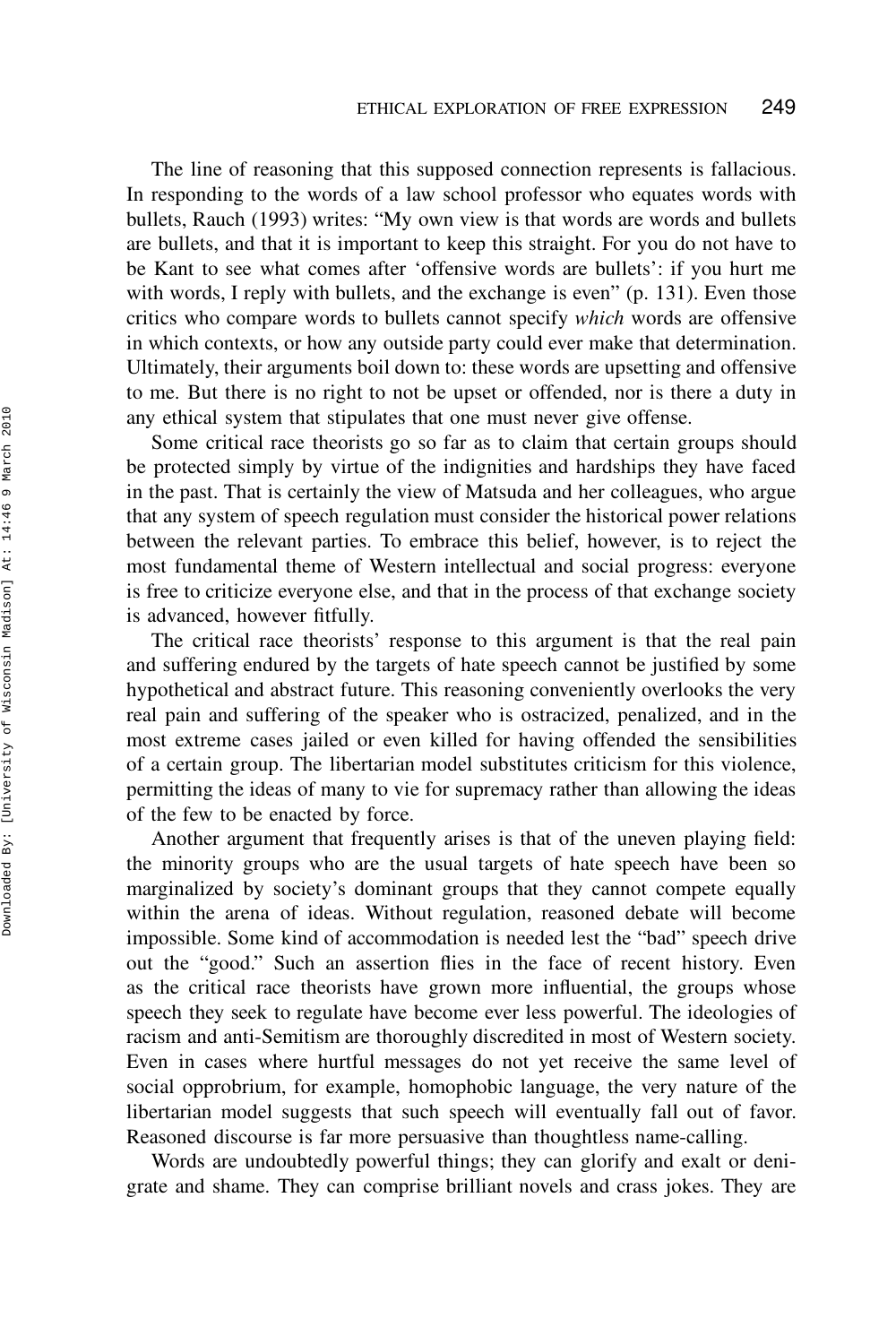The line of reasoning that this supposed connection represents is fallacious. In responding to the words of a law school professor who equates words with bullets, Rauch (1993) writes: "My own view is that words are words and bullets are bullets, and that it is important to keep this straight. For you do not have to be Kant to see what comes after 'offensive words are bullets': if you hurt me with words, I reply with bullets, and the exchange is even" (p. 131). Even those critics who compare words to bullets cannot specify *which* words are offensive in which contexts, or how any outside party could ever make that determination. Ultimately, their arguments boil down to: these words are upsetting and offensive to me. But there is no right to not be upset or offended, nor is there a duty in any ethical system that stipulates that one must never give offense.

Some critical race theorists go so far as to claim that certain groups should be protected simply by virtue of the indignities and hardships they have faced in the past. That is certainly the view of Matsuda and her colleagues, who argue that any system of speech regulation must consider the historical power relations between the relevant parties. To embrace this belief, however, is to reject the most fundamental theme of Western intellectual and social progress: everyone is free to criticize everyone else, and that in the process of that exchange society is advanced, however fitfully.

The critical race theorists' response to this argument is that the real pain and suffering endured by the targets of hate speech cannot be justified by some hypothetical and abstract future. This reasoning conveniently overlooks the very real pain and suffering of the speaker who is ostracized, penalized, and in the most extreme cases jailed or even killed for having offended the sensibilities of a certain group. The libertarian model substitutes criticism for this violence, permitting the ideas of many to vie for supremacy rather than allowing the ideas of the few to be enacted by force.

Another argument that frequently arises is that of the uneven playing field: the minority groups who are the usual targets of hate speech have been so marginalized by society's dominant groups that they cannot compete equally within the arena of ideas. Without regulation, reasoned debate will become impossible. Some kind of accommodation is needed lest the "bad" speech drive out the "good." Such an assertion flies in the face of recent history. Even as the critical race theorists have grown more influential, the groups whose speech they seek to regulate have become ever less powerful. The ideologies of racism and anti-Semitism are thoroughly discredited in most of Western society. Even in cases where hurtful messages do not yet receive the same level of social opprobrium, for example, homophobic language, the very nature of the libertarian model suggests that such speech will eventually fall out of favor. Reasoned discourse is far more persuasive than thoughtless name-calling.

Words are undoubtedly powerful things; they can glorify and exalt or denigrate and shame. They can comprise brilliant novels and crass jokes. They are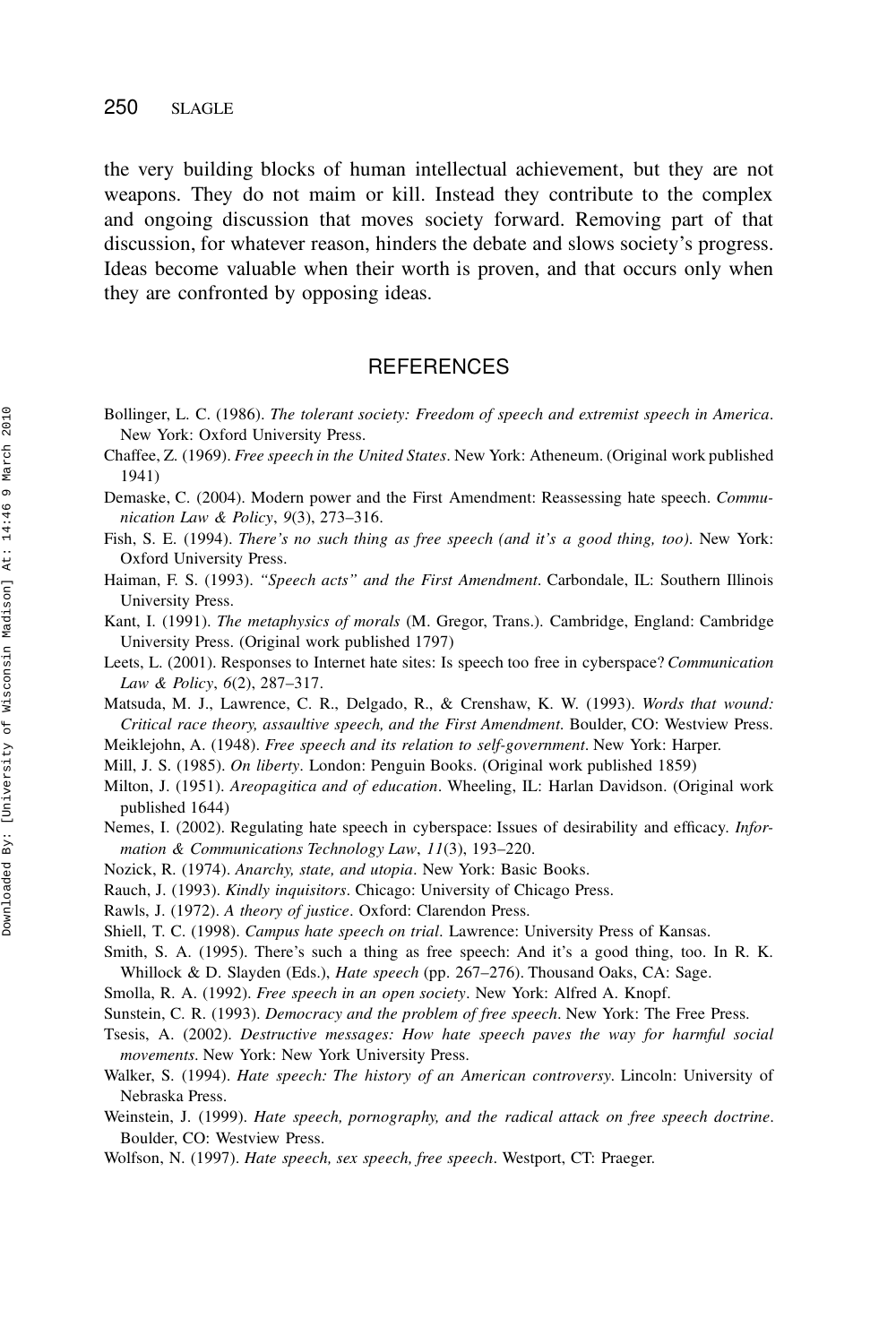the very building blocks of human intellectual achievement, but they are not weapons. They do not maim or kill. Instead they contribute to the complex and ongoing discussion that moves society forward. Removing part of that discussion, for whatever reason, hinders the debate and slows society's progress. Ideas become valuable when their worth is proven, and that occurs only when they are confronted by opposing ideas.

## REFERENCES

Bollinger, L. C. (1986). *The tolerant society: Freedom of speech and extremist speech in America*. New York: Oxford University Press.

Chaffee, Z. (1969). *Free speech in the United States*. New York: Atheneum. (Original work published 1941)

Demaske, C. (2004). Modern power and the First Amendment: Reassessing hate speech. *Communication Law & Policy*, *9*(3), 273–316.

Fish, S. E. (1994). *There's no such thing as free speech (and it's a good thing, too)*. New York: Oxford University Press.

Haiman, F. S. (1993). *"Speech acts" and the First Amendment*. Carbondale, IL: Southern Illinois University Press.

Kant, I. (1991). *The metaphysics of morals* (M. Gregor, Trans.). Cambridge, England: Cambridge University Press. (Original work published 1797)

Leets, L. (2001). Responses to Internet hate sites: Is speech too free in cyberspace? *Communication Law & Policy*, *6*(2), 287–317.

Matsuda, M. J., Lawrence, C. R., Delgado, R., & Crenshaw, K. W. (1993). *Words that wound: Critical race theory, assaultive speech, and the First Amendment*. Boulder, CO: Westview Press.

Meiklejohn, A. (1948). *Free speech and its relation to self-government*. New York: Harper.

Mill, J. S. (1985). *On liberty*. London: Penguin Books. (Original work published 1859)

Milton, J. (1951). *Areopagitica and of education*. Wheeling, IL: Harlan Davidson. (Original work published 1644)

Nemes, I. (2002). Regulating hate speech in cyberspace: Issues of desirability and efficacy. *Information & Communications Technology Law*, *11*(3), 193–220.

Nozick, R. (1974). *Anarchy, state, and utopia*. New York: Basic Books.

Rauch, J. (1993). *Kindly inquisitors*. Chicago: University of Chicago Press.

Rawls, J. (1972). *A theory of justice*. Oxford: Clarendon Press.

Shiell, T. C. (1998). *Campus hate speech on trial*. Lawrence: University Press of Kansas.

Smith, S. A. (1995). There's such a thing as free speech: And it's a good thing, too. In R. K. Whillock & D. Slayden (Eds.), *Hate speech* (pp. 267–276). Thousand Oaks, CA: Sage.

Smolla, R. A. (1992). *Free speech in an open society*. New York: Alfred A. Knopf.

Sunstein, C. R. (1993). *Democracy and the problem of free speech*. New York: The Free Press.

Tsesis, A. (2002). *Destructive messages: How hate speech paves the way for harmful social movements*. New York: New York University Press.

Walker, S. (1994). *Hate speech: The history of an American controversy*. Lincoln: University of Nebraska Press.

Weinstein, J. (1999). *Hate speech, pornography, and the radical attack on free speech doctrine*. Boulder, CO: Westview Press.

Wolfson, N. (1997). *Hate speech, sex speech, free speech*. Westport, CT: Praeger.